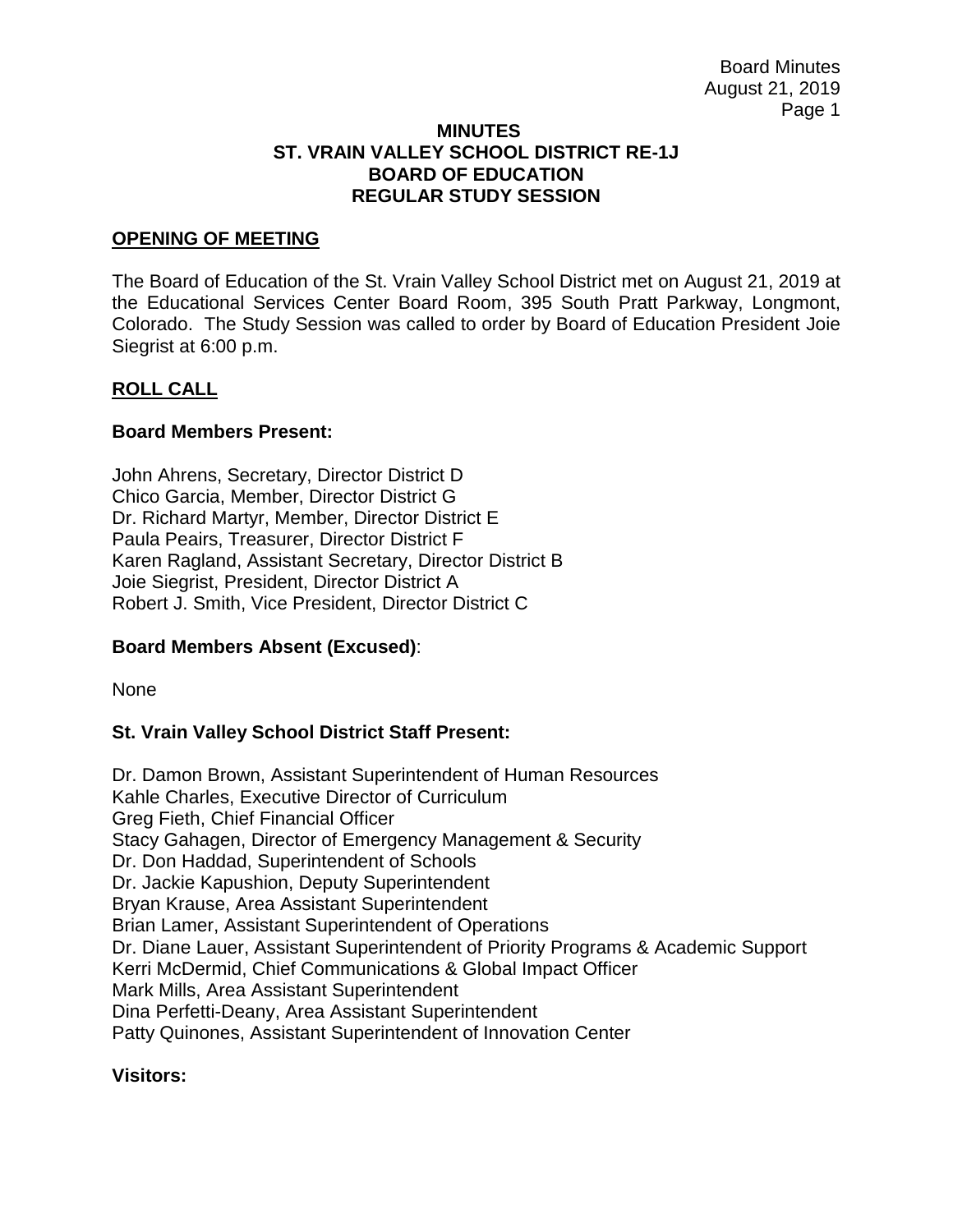# MINUTES
# ST. VRAIN VALLEY SCHOOL DISTRICT RE-1J
# BOARD OF EDUCATION
# REGULAR STUDY SESSION

## OPENING OF MEETING

The Board of Education of the St. Vrain Valley School District met on August 21, 2019 at the Educational Services Center Board Room, 395 South Pratt Parkway, Longmont, Colorado. The Study Session was called to order by Board of Education President Joie Siegrist at 6:00 p.m.

## ROLL CALL

### Board Members Present:

John Ahrens, Secretary, Director District D
Chico Garcia, Member, Director District G
Dr. Richard Martyr, Member, Director District E
Paula Peairs, Treasurer, Director District F
Karen Ragland, Assistant Secretary, Director District B
Joie Siegrist, President, Director District A
Robert J. Smith, Vice President, Director District C

### Board Members Absent (Excused):

None

### St. Vrain Valley School District Staff Present:

Dr. Damon Brown, Assistant Superintendent of Human Resources
Kahle Charles, Executive Director of Curriculum
Greg Fieth, Chief Financial Officer
Stacy Gahagen, Director of Emergency Management & Security
Dr. Don Haddad, Superintendent of Schools
Dr. Jackie Kapushion, Deputy Superintendent
Bryan Krause, Area Assistant Superintendent
Brian Lamer, Assistant Superintendent of Operations
Dr. Diane Lauer, Assistant Superintendent of Priority Programs & Academic Support
Kerri McDermid, Chief Communications & Global Impact Officer
Mark Mills, Area Assistant Superintendent
Dina Perfetti-Deany, Area Assistant Superintendent
Patty Quinones, Assistant Superintendent of Innovation Center

### Visitors: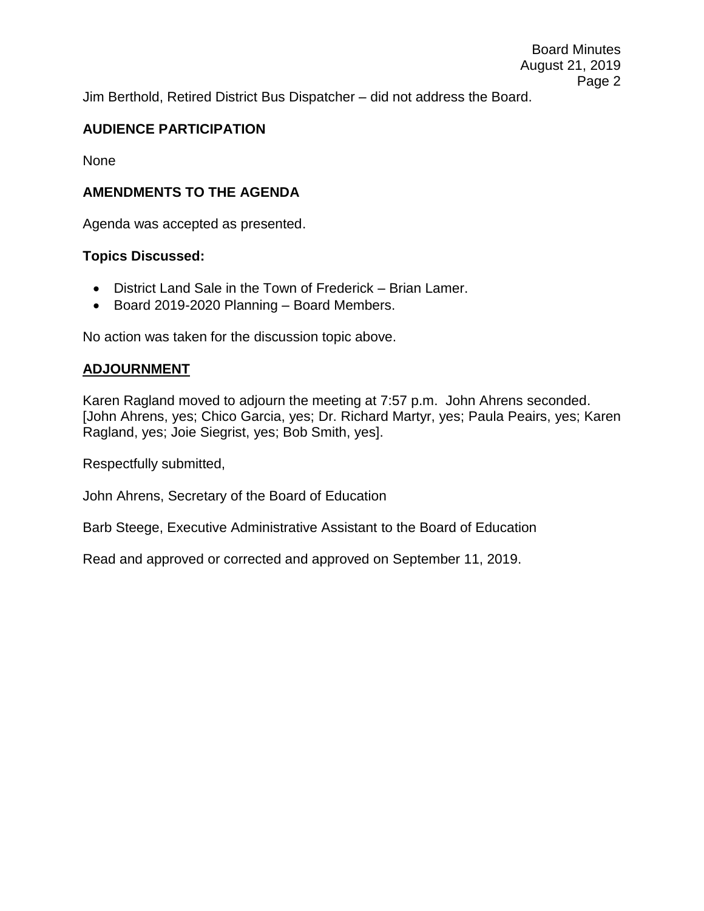Jim Berthold, Retired District Bus Dispatcher – did not address the Board.

## AUDIENCE PARTICIPATION

None

## AMENDMENTS TO THE AGENDA

Agenda was accepted as presented.

**Topics Discussed:**

- District Land Sale in the Town of Frederick – Brian Lamer.
- Board 2019-2020 Planning – Board Members.

No action was taken for the discussion topic above.

## ADJOURNMENT

Karen Ragland moved to adjourn the meeting at 7:57 p.m. John Ahrens seconded. [John Ahrens, yes; Chico Garcia, yes; Dr. Richard Martyr, yes; Paula Peairs, yes; Karen Ragland, yes; Joie Siegrist, yes; Bob Smith, yes].

Respectfully submitted,

John Ahrens, Secretary of the Board of Education

Barb Steege, Executive Administrative Assistant to the Board of Education

Read and approved or corrected and approved on September 11, 2019.